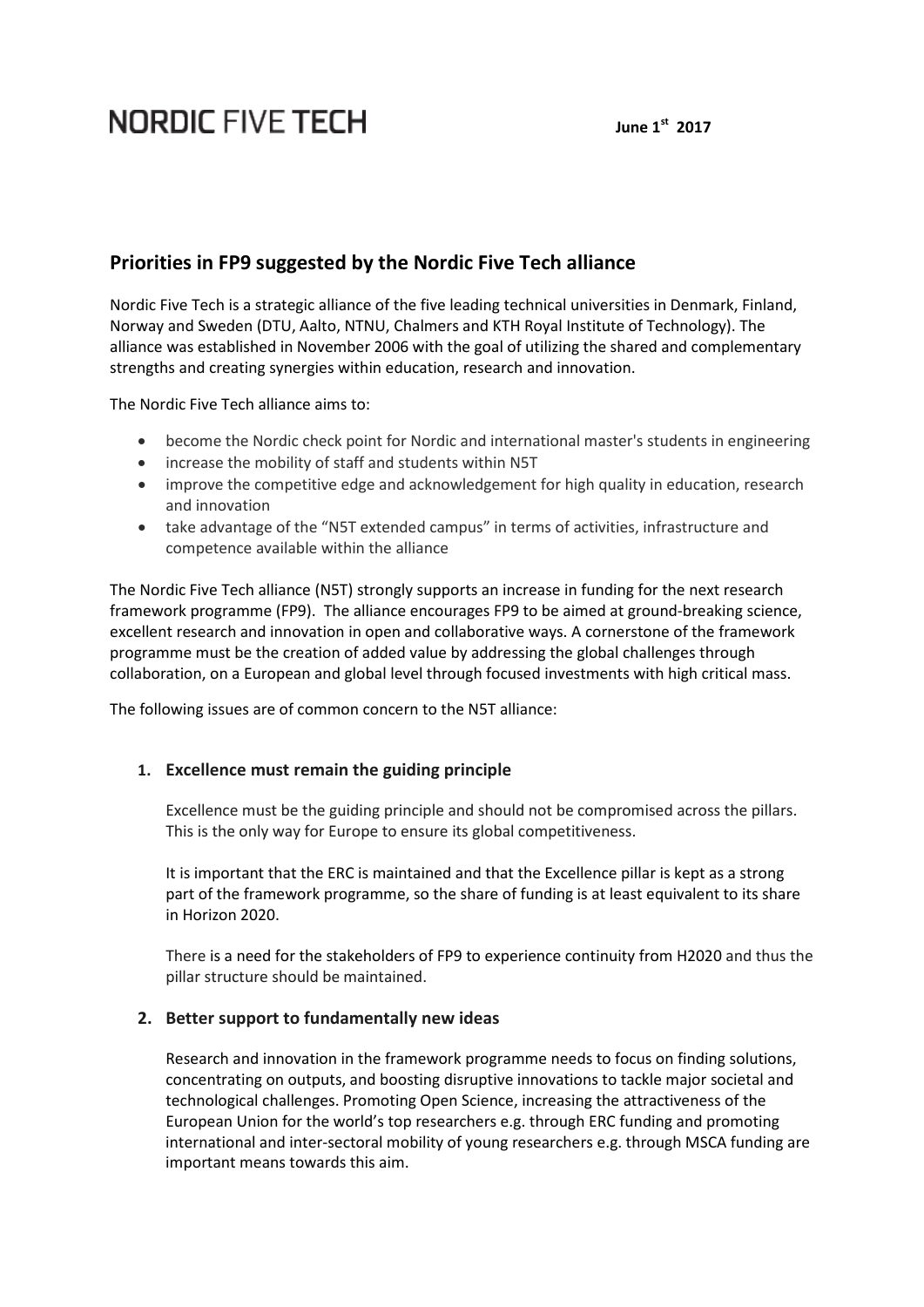NORDIC FIVE TECH

**June 1st 2017**

## Priorities in FP9 suggested by the Nordic Five Tech alliance

Nordic Five Tech is a strategic alliance of the five leading technical universities in Denmark, Finland, Norway and Sweden (DTU, Aalto, NTNU, Chalmers and KTH Royal Institute of Technology). The alliance was established in November 2006 with the goal of utilizing the shared and complementary strengths and creating synergies within education, research and innovation.

The Nordic Five Tech alliance aims to:

- become the Nordic check point for Nordic and international master's students in engineering
- increase the mobility of staff and students within N5T
- improve the competitive edge and acknowledgement for high quality in education, research and innovation
- take advantage of the "N5T extended campus" in terms of activities, infrastructure and competence available within the alliance

The Nordic Five Tech alliance (N5T) strongly supports an increase in funding for the next research framework programme (FP9). The alliance encourages FP9 to be aimed at ground-breaking science, excellent research and innovation in open and collaborative ways. A cornerstone of the framework programme must be the creation of added value by addressing the global challenges through collaboration, on a European and global level through focused investments with high critical mass.

The following issues are of common concern to the N5T alliance:

### 1. Excellence must remain the guiding principle

Excellence must be the guiding principle and should not be compromised across the pillars. This is the only way for Europe to ensure its global competitiveness.

It is important that the ERC is maintained and that the Excellence pillar is kept as a strong part of the framework programme, so the share of funding is at least equivalent to its share in Horizon 2020.

There is a need for the stakeholders of FP9 to experience continuity from H2020 and thus the pillar structure should be maintained.

### 2. Better support to fundamentally new ideas

Research and innovation in the framework programme needs to focus on finding solutions, concentrating on outputs, and boosting disruptive innovations to tackle major societal and technological challenges. Promoting Open Science, increasing the attractiveness of the European Union for the world's top researchers e.g. through ERC funding and promoting international and inter-sectoral mobility of young researchers e.g. through MSCA funding are important means towards this aim.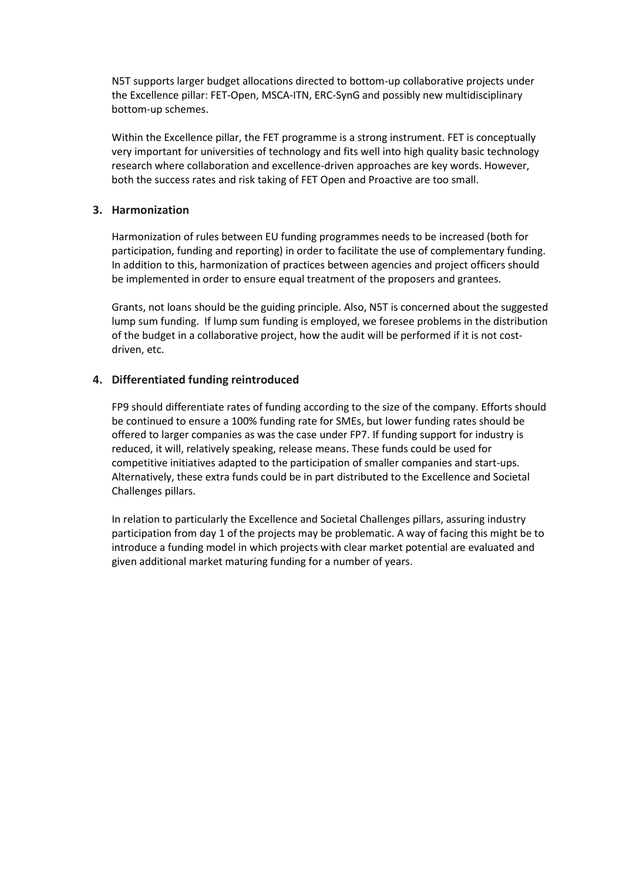N5T supports larger budget allocations directed to bottom-up collaborative projects under the Excellence pillar: FET-Open, MSCA-ITN, ERC-SynG and possibly new multidisciplinary bottom-up schemes.

Within the Excellence pillar, the FET programme is a strong instrument. FET is conceptually very important for universities of technology and fits well into high quality basic technology research where collaboration and excellence-driven approaches are key words. However, both the success rates and risk taking of FET Open and Proactive are too small.

## 3. Harmonization

Harmonization of rules between EU funding programmes needs to be increased (both for participation, funding and reporting) in order to facilitate the use of complementary funding. In addition to this, harmonization of practices between agencies and project officers should be implemented in order to ensure equal treatment of the proposers and grantees.

Grants, not loans should be the guiding principle. Also, N5T is concerned about the suggested lump sum funding. If lump sum funding is employed, we foresee problems in the distribution of the budget in a collaborative project, how the audit will be performed if it is not cost-driven, etc.

## 4. Differentiated funding reintroduced

FP9 should differentiate rates of funding according to the size of the company. Efforts should be continued to ensure a 100% funding rate for SMEs, but lower funding rates should be offered to larger companies as was the case under FP7. If funding support for industry is reduced, it will, relatively speaking, release means. These funds could be used for competitive initiatives adapted to the participation of smaller companies and start-ups. Alternatively, these extra funds could be in part distributed to the Excellence and Societal Challenges pillars.

In relation to particularly the Excellence and Societal Challenges pillars, assuring industry participation from day 1 of the projects may be problematic. A way of facing this might be to introduce a funding model in which projects with clear market potential are evaluated and given additional market maturing funding for a number of years.